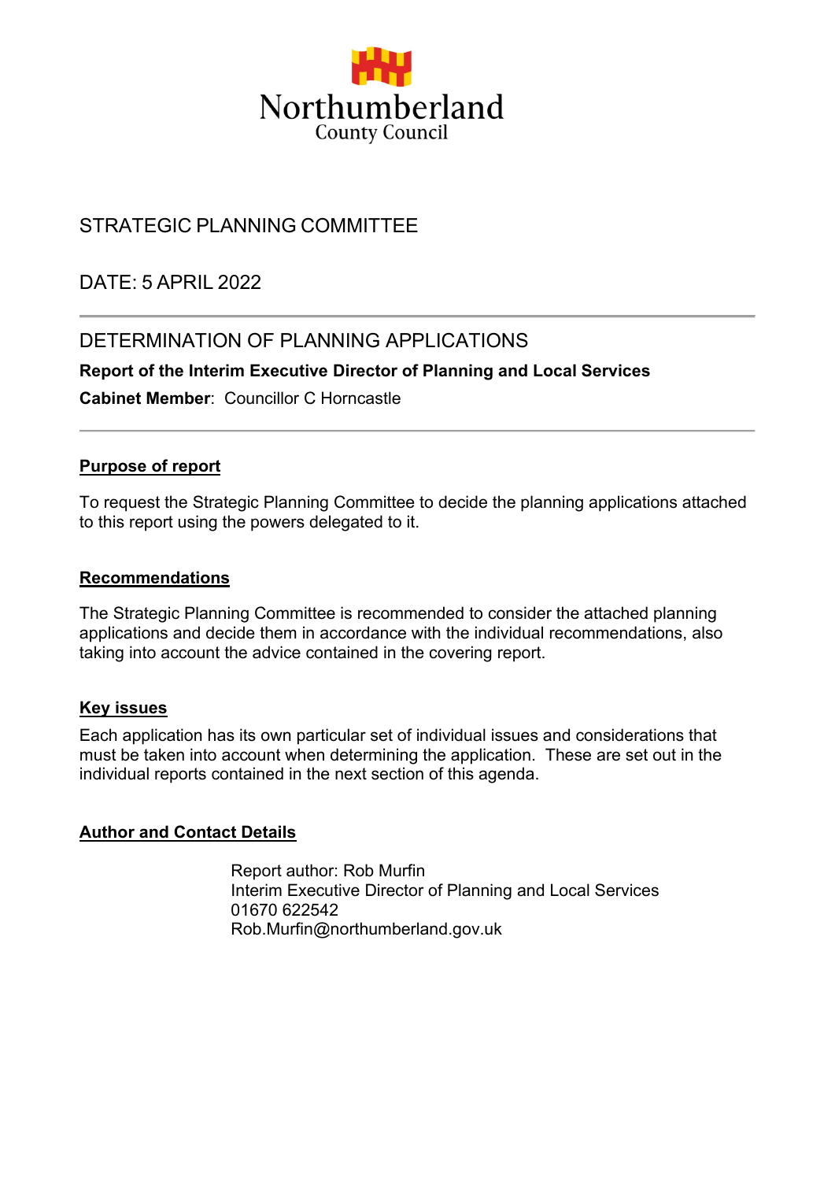Northumberland
County Council

# STRATEGIC PLANNING COMMITTEE

## DATE: 5 APRIL 2022

## DETERMINATION OF PLANNING APPLICATIONS

**Report of the Interim Executive Director of Planning and Local Services**

**Cabinet Member**: Councillor C Horncastle

### Purpose of report

To request the Strategic Planning Committee to decide the planning applications attached to this report using the powers delegated to it.

### Recommendations

The Strategic Planning Committee is recommended to consider the attached planning applications and decide them in accordance with the individual recommendations, also taking into account the advice contained in the covering report.

### Key issues

Each application has its own particular set of individual issues and considerations that must be taken into account when determining the application. These are set out in the individual reports contained in the next section of this agenda.

### Author and Contact Details

Report author: Rob Murfin
Interim Executive Director of Planning and Local Services
01670 622542
Rob.Murfin@northumberland.gov.uk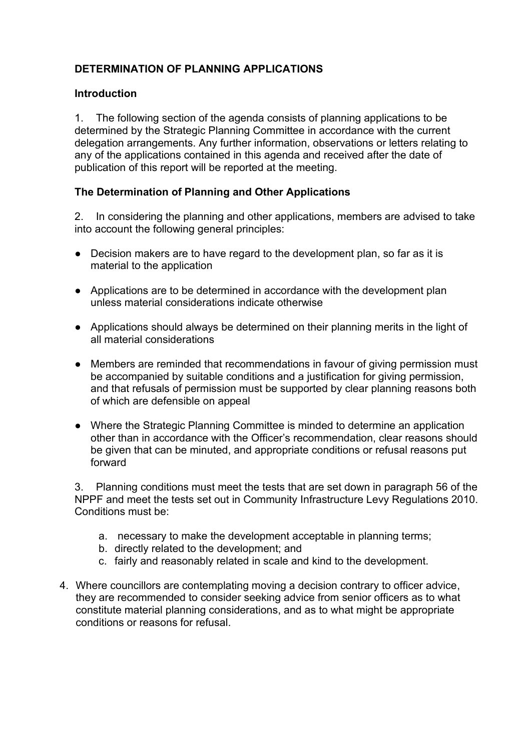**DETERMINATION OF PLANNING APPLICATIONS**

**Introduction**

1. The following section of the agenda consists of planning applications to be determined by the Strategic Planning Committee in accordance with the current delegation arrangements. Any further information, observations or letters relating to any of the applications contained in this agenda and received after the date of publication of this report will be reported at the meeting.

**The Determination of Planning and Other Applications**

2. In considering the planning and other applications, members are advised to take into account the following general principles:

- Decision makers are to have regard to the development plan, so far as it is material to the application
- Applications are to be determined in accordance with the development plan unless material considerations indicate otherwise
- Applications should always be determined on their planning merits in the light of all material considerations
- Members are reminded that recommendations in favour of giving permission must be accompanied by suitable conditions and a justification for giving permission, and that refusals of permission must be supported by clear planning reasons both of which are defensible on appeal
- Where the Strategic Planning Committee is minded to determine an application other than in accordance with the Officer's recommendation, clear reasons should be given that can be minuted, and appropriate conditions or refusal reasons put forward

3. Planning conditions must meet the tests that are set down in paragraph 56 of the NPPF and meet the tests set out in Community Infrastructure Levy Regulations 2010. Conditions must be:

   a. necessary to make the development acceptable in planning terms;
   b. directly related to the development; and
   c. fairly and reasonably related in scale and kind to the development.

4. Where councillors are contemplating moving a decision contrary to officer advice, they are recommended to consider seeking advice from senior officers as to what constitute material planning considerations, and as to what might be appropriate conditions or reasons for refusal.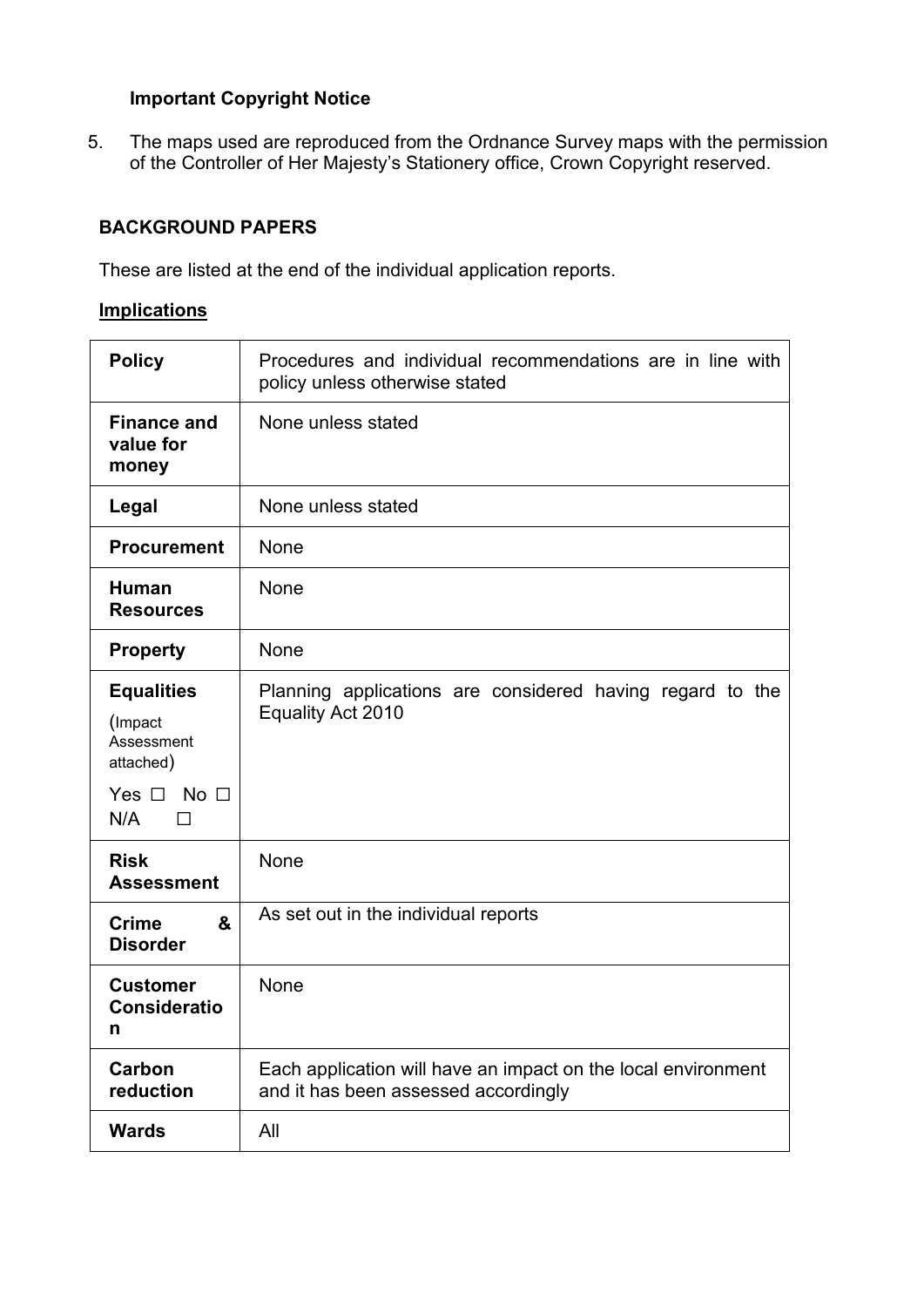**Important Copyright Notice**

5. The maps used are reproduced from the Ordnance Survey maps with the permission of the Controller of Her Majesty's Stationery office, Crown Copyright reserved.

**BACKGROUND PAPERS**

These are listed at the end of the individual application reports.

**Implications**

| | |
|---|---|
| **Policy** | Procedures and individual recommendations are in line with policy unless otherwise stated |
| **Finance and value for money** | None unless stated |
| **Legal** | None unless stated |
| **Procurement** | None |
| **Human Resources** | None |
| **Property** | None |
| **Equalities** (Impact Assessment attached) Yes ☐ No ☐ N/A ☐ | Planning applications are considered having regard to the Equality Act 2010 |
| **Risk Assessment** | None |
| **Crime & Disorder** | As set out in the individual reports |
| **Customer Consideration** | None |
| **Carbon reduction** | Each application will have an impact on the local environment and it has been assessed accordingly |
| **Wards** | All |